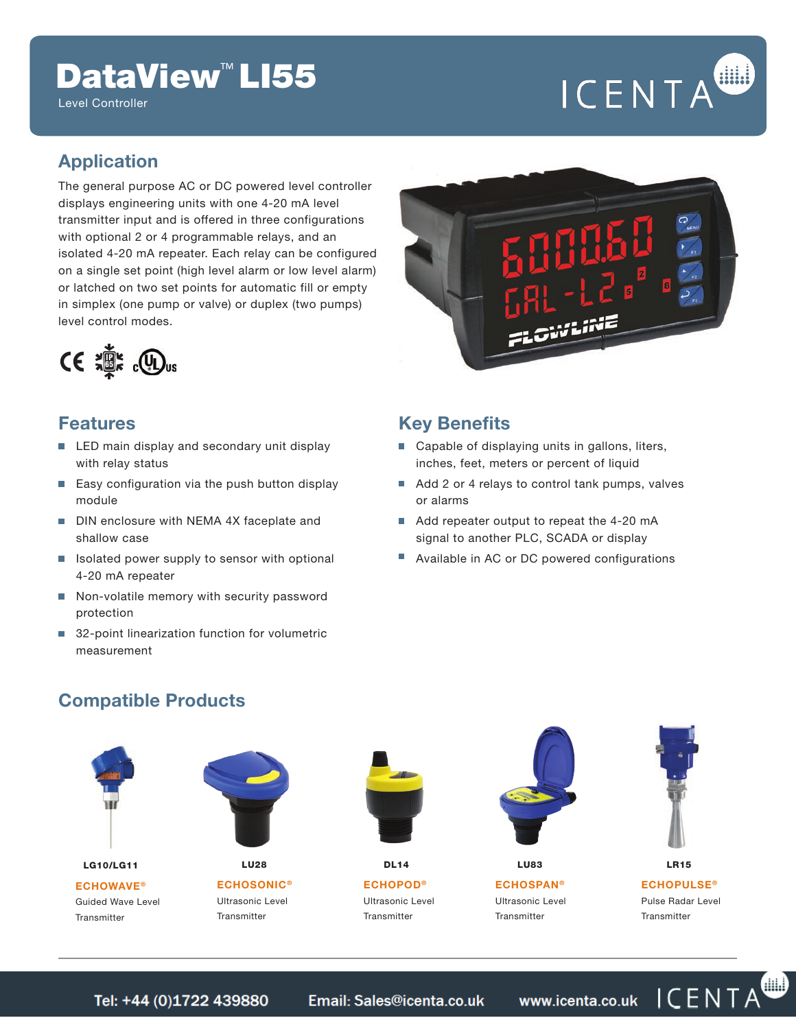# DataView™ LI55

Level Controller

ICENTA

## Application

The general purpose AC or DC powered level controller displays engineering units with one 4-20 mA level transmitter input and is offered in three configurations with optional 2 or 4 programmable relays, and an isolated 4-20 mA repeater. Each relay can be configured on a single set point (high level alarm or low level alarm) or latched on two set points for automatic fill or empty in simplex (one pump or valve) or duplex (two pumps) level control modes.

## Features

- LED main display and secondary unit display with relay status
- Easy configuration via the push button display module
- DIN enclosure with NEMA 4X faceplate and shallow case
- Isolated power supply to sensor with optional 4-20 mA repeater
- Non-volatile memory with security password protection
- 32-point linearization function for volumetric measurement

## Key Benefits

- Capable of displaying units in gallons, liters, inches, feet, meters or percent of liquid
- Add 2 or 4 relays to control tank pumps, valves or alarms
- Add repeater output to repeat the 4-20 mA signal to another PLC, SCADA or display
- Available in AC or DC powered configurations

## Compatible Products

| LG10/LG11 | LU28 | DL14 | LU83 | LR15 |
|---|---|---|---|---|
| ECHOWAVE® | ECHOSONIC® | ECHOPOD® | ECHOSPAN® | ECHOPULSE® |
| Guided Wave Level Transmitter | Ultrasonic Level Transmitter | Ultrasonic Level Transmitter | Ultrasonic Level Transmitter | Pulse Radar Level Transmitter |

Tel: +44 (0)1722 439880 Email: Sales@icenta.co.uk www.icenta.co.uk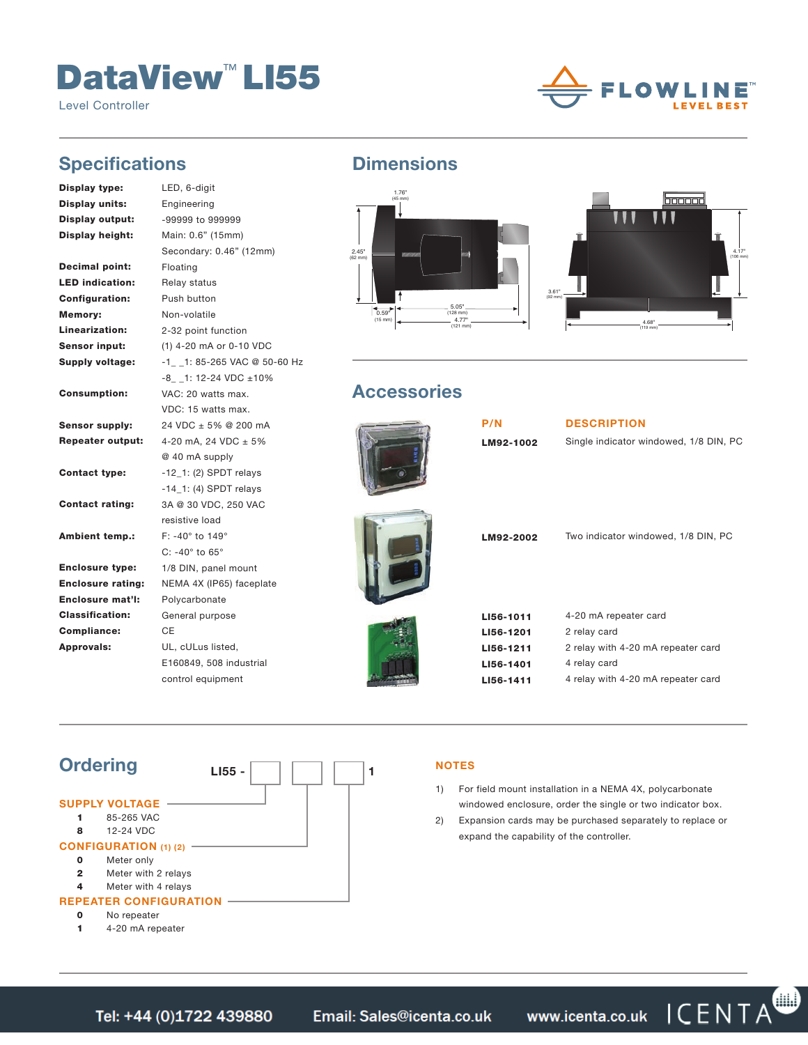# DataView™ LI55

Level Controller

## Specifications

| | |
|---|---|
| **Display type:** | LED, 6-digit |
| **Display units:** | Engineering |
| **Display output:** | -99999 to 999999 |
| **Display height:** | Main: 0.6" (15mm)<br>Secondary: 0.46" (12mm) |
| **Decimal point:** | Floating |
| **LED indication:** | Relay status |
| **Configuration:** | Push button |
| **Memory:** | Non-volatile |
| **Linearization:** | 2-32 point function |
| **Sensor input:** | (1) 4-20 mA or 0-10 VDC |
| **Supply voltage:** | -1_ _1: 85-265 VAC @ 50-60 Hz<br>-8_ _1: 12-24 VDC ±10% |
| **Consumption:** | VAC: 20 watts max.<br>VDC: 15 watts max. |
| **Sensor supply:** | 24 VDC ± 5% @ 200 mA |
| **Repeater output:** | 4-20 mA, 24 VDC ± 5% @ 40 mA supply |
| **Contact type:** | -12_1: (2) SPDT relays<br>-14_1: (4) SPDT relays |
| **Contact rating:** | 3A @ 30 VDC, 250 VAC resistive load |
| **Ambient temp.:** | F: -40° to 149°<br>C: -40° to 65° |
| **Enclosure type:** | 1/8 DIN, panel mount |
| **Enclosure rating:** | NEMA 4X (IP65) faceplate |
| **Enclosure mat'l:** | Polycarbonate |
| **Classification:** | General purpose |
| **Compliance:** | CE |
| **Approvals:** | UL, cULus listed, E160849, 508 industrial control equipment |

## Dimensions

1.76" (45 mm)
2.45" (62 mm)
0.59" (15 mm)
5.05" (128 mm)
4.77" (121 mm)
3.61" (92 mm)
4.17" (106 mm)
4.68" (119 mm)

## Accessories

| P/N | DESCRIPTION |
|---|---|
| LM92-1002 | Single indicator windowed, 1/8 DIN, PC |
| LM92-2002 | Two indicator windowed, 1/8 DIN, PC |
| LI56-1011 | 4-20 mA repeater card |
| LI56-1201 | 2 relay card |
| LI56-1211 | 2 relay with 4-20 mA repeater card |
| LI56-1401 | 4 relay card |
| LI56-1411 | 4 relay with 4-20 mA repeater card |

## Ordering

LI55 - [ ] [ ] [ ] 1

**SUPPLY VOLTAGE**

- **1** 85-265 VAC
- **8** 12-24 VDC

**CONFIGURATION (1) (2)**

- **0** Meter only
- **2** Meter with 2 relays
- **4** Meter with 4 relays

**REPEATER CONFIGURATION**

- **0** No repeater
- **1** 4-20 mA repeater

### NOTES

1) For field mount installation in a NEMA 4X, polycarbonate windowed enclosure, order the single or two indicator box.
2) Expansion cards may be purchased separately to replace or expand the capability of the controller.

Tel: +44 (0)1722 439880 Email: Sales@icenta.co.uk www.icenta.co.uk